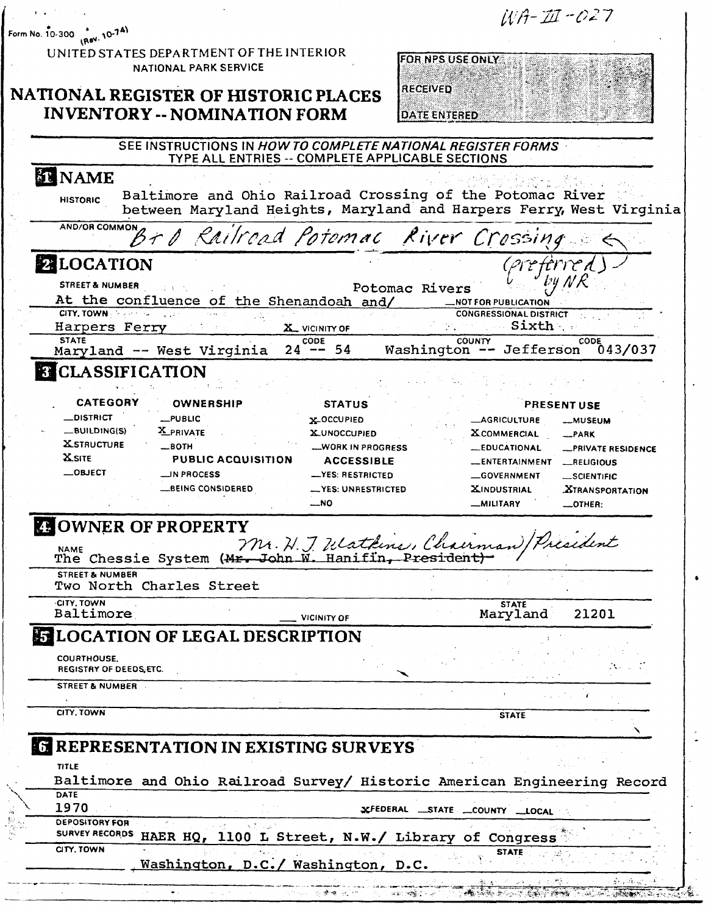WA-III-027

Form No. 10-300 (Rev. 10-74)

UNITED STATES DEPARTMENT OF THE INTERIOR
NATIONAL PARK SERVICE

# NATIONAL REGISTER OF HISTORIC PLACES INVENTORY -- NOMINATION FORM

| FOR NPS USE ONLY |
|---|
| RECEIVED |
| DATE ENTERED |

SEE INSTRUCTIONS IN *HOW TO COMPLETE NATIONAL REGISTER FORMS*
TYPE ALL ENTRIES -- COMPLETE APPLICABLE SECTIONS

## 1 NAME

HISTORIC Baltimore and Ohio Railroad Crossing of the Potomac River between Maryland Heights, Maryland and Harpers Ferry, West Virginia

AND/OR COMMON B & O Railroad Potomac River Crossing (preferred by NR)

## 2 LOCATION

STREET & NUMBER At the confluence of the Shenandoah and/ Potomac Rivers —NOT FOR PUBLICATION

CITY, TOWN Harpers Ferry X VICINITY OF

CONGRESSIONAL DISTRICT Sixth

STATE Maryland -- West Virginia CODE 24 -- 54 COUNTY Washington -- Jefferson CODE 043/037

## 3 CLASSIFICATION

| CATEGORY | OWNERSHIP | STATUS | PRESENT USE | |
|---|---|---|---|---|
| —DISTRICT | —PUBLIC | X OCCUPIED | —AGRICULTURE | —MUSEUM |
| —BUILDING(S) | X PRIVATE | X UNOCCUPIED | X COMMERCIAL | —PARK |
| X STRUCTURE | —BOTH | —WORK IN PROGRESS | —EDUCATIONAL | —PRIVATE RESIDENCE |
| X SITE | **PUBLIC ACQUISITION** | **ACCESSIBLE** | —ENTERTAINMENT | —RELIGIOUS |
| —OBJECT | —IN PROCESS | —YES: RESTRICTED | —GOVERNMENT | —SCIENTIFIC |
| | —BEING CONSIDERED | —YES: UNRESTRICTED | X INDUSTRIAL | X TRANSPORTATION |
| | | —NO | —MILITARY | —OTHER: |

## 4 OWNER OF PROPERTY

NAME The Chessie System (~~Mr. John W. Hanifin, President~~) Mr. H. J. Watkins, Chairman/President

STREET & NUMBER Two North Charles Street

CITY, TOWN Baltimore — VICINITY OF STATE Maryland 21201

## 5 LOCATION OF LEGAL DESCRIPTION

COURTHOUSE, REGISTRY OF DEEDS, ETC.

STREET & NUMBER

CITY, TOWN STATE

## 6 REPRESENTATION IN EXISTING SURVEYS

TITLE Baltimore and Ohio Railroad Survey/ Historic American Engineering Record

DATE 1970 X FEDERAL —STATE —COUNTY —LOCAL

DEPOSITORY FOR SURVEY RECORDS HAER HQ, 1100 L Street, N.W./ Library of Congress

CITY, TOWN Washington, D.C./ Washington, D.C. STATE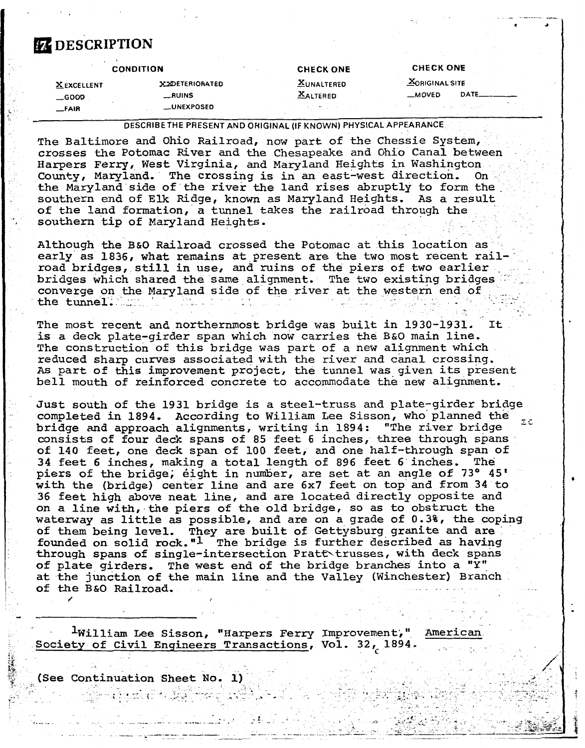# 7 DESCRIPTION

| CONDITION | | CHECK ONE | CHECK ONE |
| --- | --- | --- | --- |
| X EXCELLENT | XX DETERIORATED | X UNALTERED | X ORIGINAL SITE |
| __ GOOD | __ RUINS | X ALTERED | __ MOVED DATE______ |
| __ FAIR | __ UNEXPOSED | | |

DESCRIBE THE PRESENT AND ORIGINAL (IF KNOWN) PHYSICAL APPEARANCE

The Baltimore and Ohio Railroad, now part of the Chessie System, crosses the Potomac River and the Chesapeake and Ohio Canal between Harpers Ferry, West Virginia, and Maryland Heights in Washington County, Maryland. The crossing is in an east-west direction. On the Maryland side of the river the land rises abruptly to form the southern end of Elk Ridge, known as Maryland Heights. As a result of the land formation, a tunnel takes the railroad through the southern tip of Maryland Heights.

Although the B&O Railroad crossed the Potomac at this location as early as 1836, what remains at present are the two most recent railroad bridges, still in use, and ruins of the piers of two earlier bridges which shared the same alignment. The two existing bridges converge on the Maryland side of the river at the western end of the tunnel.

The most recent and northernmost bridge was built in 1930-1931. It is a deck plate-girder span which now carries the B&O main line. The construction of this bridge was part of a new alignment which reduced sharp curves associated with the river and canal crossing. As part of this improvement project, the tunnel was given its present bell mouth of reinforced concrete to accommodate the new alignment.

Just south of the 1931 bridge is a steel-truss and plate-girder bridge completed in 1894. According to William Lee Sisson, who planned the bridge and approach alignments, writing in 1894: "The river bridge consists of four deck spans of 85 feet 6 inches, three through spans of 140 feet, one deck span of 100 feet, and one half-through span of 34 feet 6 inches, making a total length of 896 feet 6 inches. The piers of the bridge, eight in number, are set at an angle of 73° 45' with the (bridge) center line and are 6x7 feet on top and from 34 to 36 feet high above neat line, and are located directly opposite and on a line with, the piers of the old bridge, so as to obstruct the waterway as little as possible, and are on a grade of 0.3%, the coping of them being level. They are built of Gettysburg granite and are founded on solid rock."[1] The bridge is further described as having through spans of single-intersection Pratt trusses, with deck spans of plate girders. The west end of the bridge branches into a "Y" at the junction of the main line and the Valley (Winchester) Branch of the B&O Railroad.

---

[1]William Lee Sisson, "Harpers Ferry Improvement," American Society of Civil Engineers Transactions, Vol. 32, 1894.

(See Continuation Sheet No. 1)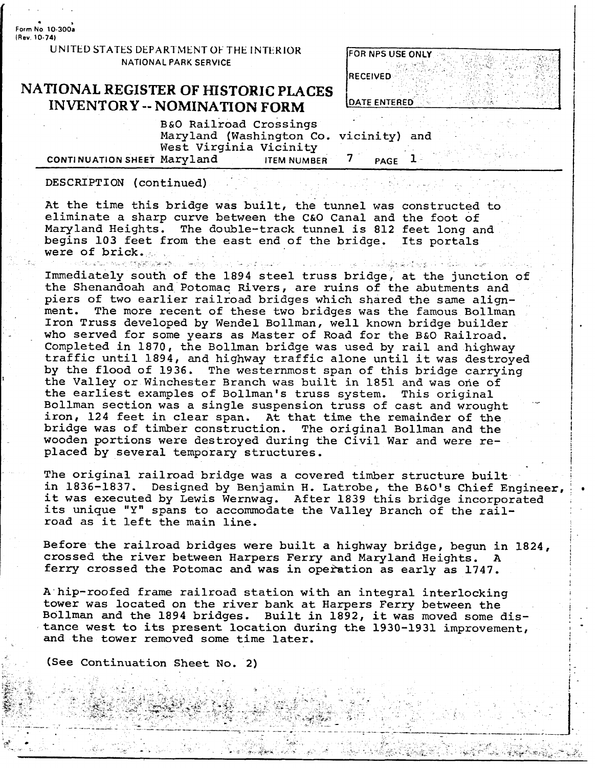Form No. 10-300a
(Rev. 10-74)

UNITED STATES DEPARTMENT OF THE INTERIOR
NATIONAL PARK SERVICE

# NATIONAL REGISTER OF HISTORIC PLACES INVENTORY -- NOMINATION FORM

FOR NPS USE ONLY

RECEIVED

DATE ENTERED

B&O Railroad Crossings
Maryland (Washington Co. vicinity) and
West Virginia Vicinity

CONTINUATION SHEET Maryland ITEM NUMBER 7 PAGE 1

DESCRIPTION (continued)

At the time this bridge was built, the tunnel was constructed to eliminate a sharp curve between the C&O Canal and the foot of Maryland Heights. The double-track tunnel is 812 feet long and begins 103 feet from the east end of the bridge. Its portals were of brick.

Immediately south of the 1894 steel truss bridge, at the junction of the Shenandoah and Potomac Rivers, are ruins of the abutments and piers of two earlier railroad bridges which shared the same alignment. The more recent of these two bridges was the famous Bollman Iron Truss developed by Wendel Bollman, well known bridge builder who served for some years as Master of Road for the B&O Railroad. Completed in 1870, the Bollman bridge was used by rail and highway traffic until 1894, and highway traffic alone until it was destroyed by the flood of 1936. The westernmost span of this bridge carrying the Valley or Winchester Branch was built in 1851 and was one of the earliest examples of Bollman's truss system. This original Bollman section was a single suspension truss of cast and wrought iron, 124 feet in clear span. At that time the remainder of the bridge was of timber construction. The original Bollman and the wooden portions were destroyed during the Civil War and were replaced by several temporary structures.

The original railroad bridge was a covered timber structure built in 1836-1837. Designed by Benjamin H. Latrobe, the B&O's Chief Engineer, it was executed by Lewis Wernwag. After 1839 this bridge incorporated its unique "Y" spans to accommodate the Valley Branch of the railroad as it left the main line.

Before the railroad bridges were built a highway bridge, begun in 1824, crossed the river between Harpers Ferry and Maryland Heights. A ferry crossed the Potomac and was in operation as early as 1747.

A hip-roofed frame railroad station with an integral interlocking tower was located on the river bank at Harpers Ferry between the Bollman and the 1894 bridges. Built in 1892, it was moved some distance west to its present location during the 1930-1931 improvement, and the tower removed some time later.

(See Continuation Sheet No. 2)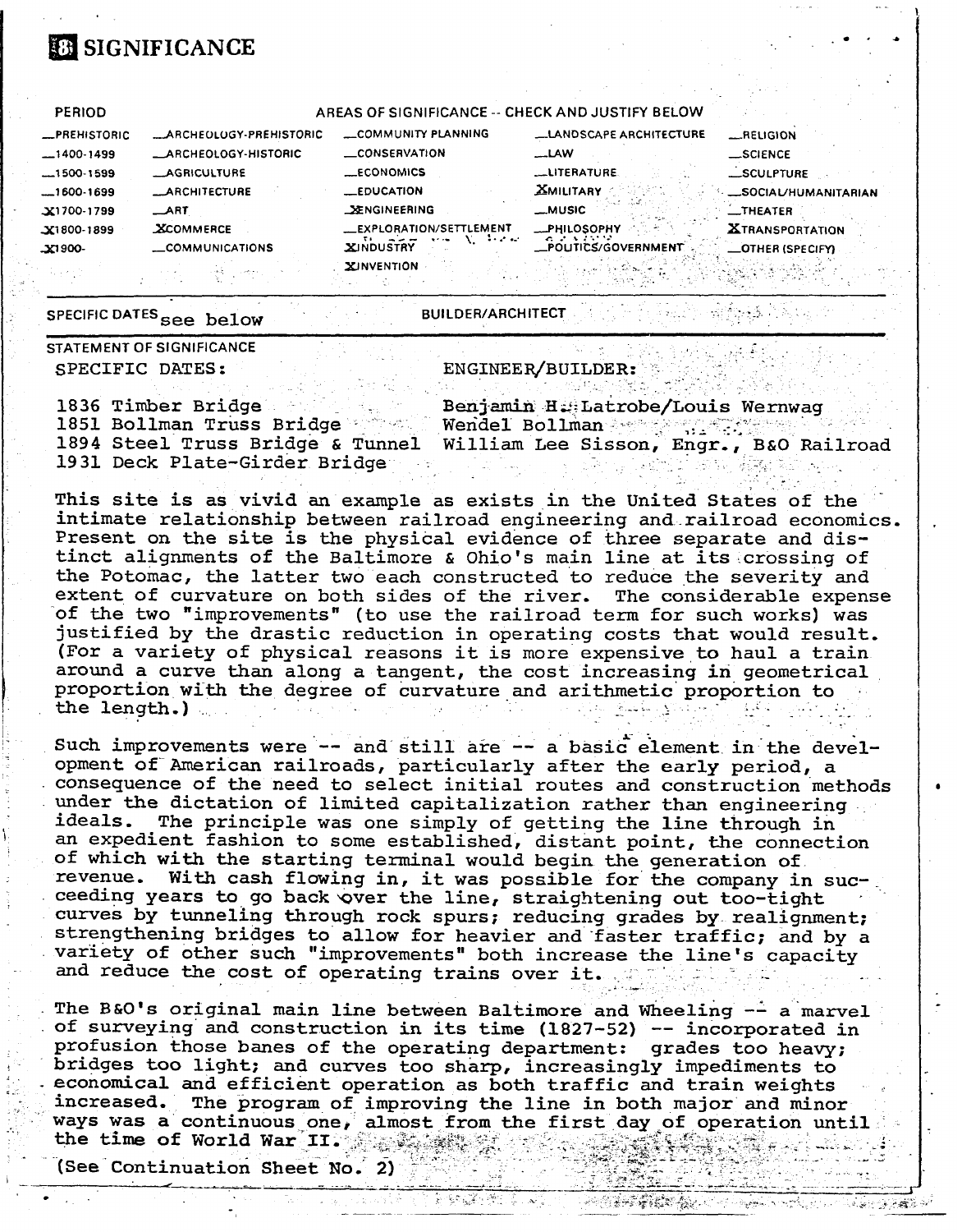# 8 SIGNIFICANCE

| PERIOD | AREAS OF SIGNIFICANCE -- CHECK AND JUSTIFY BELOW | | | | |
|---|---|---|---|---|---|
| __PREHISTORIC | __ARCHEOLOGY-PREHISTORIC | __COMMUNITY PLANNING | __LANDSCAPE ARCHITECTURE | __RELIGION | |
| __1400-1499 | __ARCHEOLOGY-HISTORIC | __CONSERVATION | __LAW | __SCIENCE | |
| __1500-1599 | __AGRICULTURE | __ECONOMICS | __LITERATURE | __SCULPTURE | |
| __1600-1699 | __ARCHITECTURE | __EDUCATION | X MILITARY | __SOCIAL/HUMANITARIAN | |
| X 1700-1799 | __ART | X ENGINEERING | __MUSIC | __THEATER | |
| X 1800-1899 | X COMMERCE | __EXPLORATION/SETTLEMENT | __PHILOSOPHY | X TRANSPORTATION | |
| X 1900- | __COMMUNICATIONS | X INDUSTRY | __POLITICS/GOVERNMENT | __OTHER (SPECIFY) | |
| | | X INVENTION | | | |

SPECIFIC DATES see below BUILDER/ARCHITECT

STATEMENT OF SIGNIFICANCE

| SPECIFIC DATES: | ENGINEER/BUILDER: |
|---|---|
| 1836 Timber Bridge | Benjamin H. Latrobe/Louis Wernwag |
| 1851 Bollman Truss Bridge | Wendel Bollman |
| 1894 Steel Truss Bridge & Tunnel | William Lee Sisson, Engr., B&O Railroad |
| 1931 Deck Plate-Girder Bridge | |

This site is as vivid an example as exists in the United States of the intimate relationship between railroad engineering and railroad economics. Present on the site is the physical evidence of three separate and distinct alignments of the Baltimore & Ohio's main line at its crossing of the Potomac, the latter two each constructed to reduce the severity and extent of curvature on both sides of the river. The considerable expense of the two "improvements" (to use the railroad term for such works) was justified by the drastic reduction in operating costs that would result. (For a variety of physical reasons it is more expensive to haul a train around a curve than along a tangent, the cost increasing in geometrical proportion with the degree of curvature and arithmetic proportion to the length.)

Such improvements were -- and still are -- a basic element in the development of American railroads, particularly after the early period, a consequence of the need to select initial routes and construction methods under the dictation of limited capitalization rather than engineering ideals. The principle was one simply of getting the line through in an expedient fashion to some established, distant point, the connection of which with the starting terminal would begin the generation of revenue. With cash flowing in, it was possible for the company in succeeding years to go back over the line, straightening out too-tight curves by tunneling through rock spurs; reducing grades by realignment; strengthening bridges to allow for heavier and faster traffic; and by a variety of other such "improvements" both increase the line's capacity and reduce the cost of operating trains over it.

The B&O's original main line between Baltimore and Wheeling -- a marvel of surveying and construction in its time (1827-52) -- incorporated in profusion those banes of the operating department: grades too heavy; bridges too light; and curves too sharp, increasingly impediments to economical and efficient operation as both traffic and train weights increased. The program of improving the line in both major and minor ways was a continuous one, almost from the first day of operation until the time of World War II.

(See Continuation Sheet No. 2)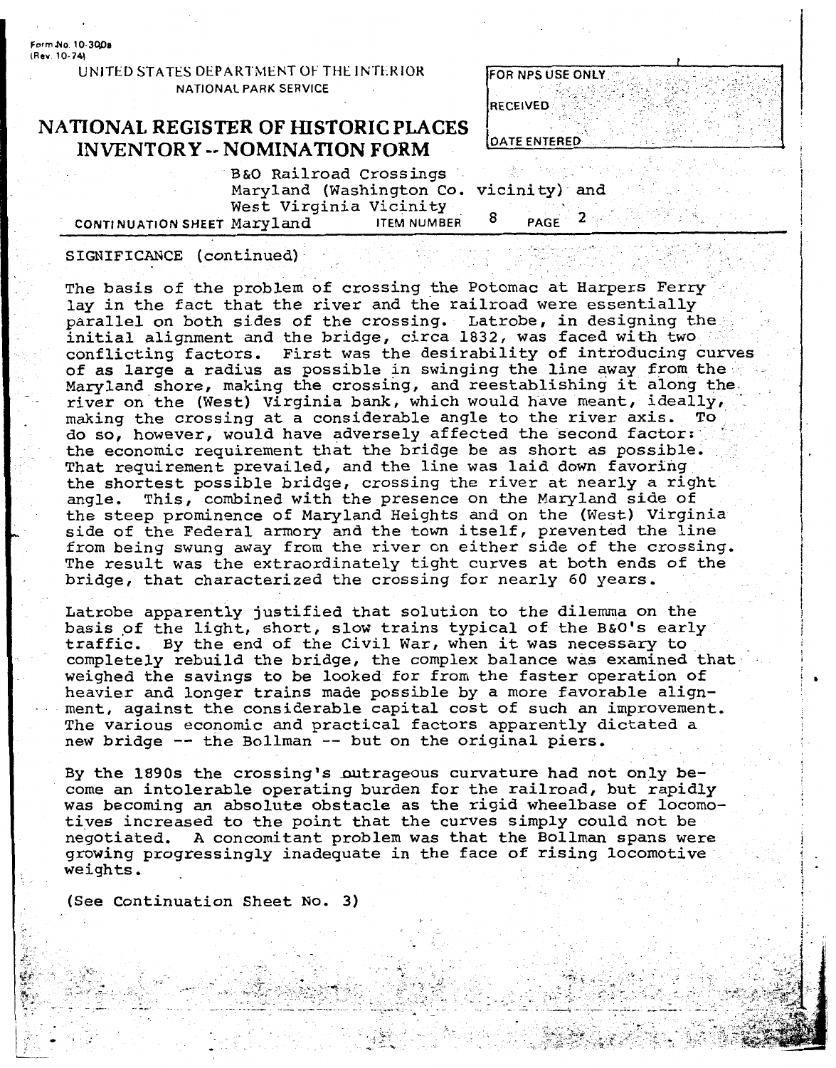Form No. 10-300a
(Rev. 10-74)

UNITED STATES DEPARTMENT OF THE INTERIOR
NATIONAL PARK SERVICE

# NATIONAL REGISTER OF HISTORIC PLACES INVENTORY -- NOMINATION FORM

| FOR NPS USE ONLY |
|---|
| RECEIVED |
| DATE ENTERED |

B&O Railroad Crossings
Maryland (Washington Co. vicinity) and
West Virginia Vicinity

CONTINUATION SHEET Maryland ITEM NUMBER 8 PAGE 2

SIGNIFICANCE (continued)

The basis of the problem of crossing the Potomac at Harpers Ferry lay in the fact that the river and the railroad were essentially parallel on both sides of the crossing. Latrobe, in designing the initial alignment and the bridge, circa 1832, was faced with two conflicting factors. First was the desirability of introducing curves of as large a radius as possible in swinging the line away from the Maryland shore, making the crossing, and reestablishing it along the river on the (West) Virginia bank, which would have meant, ideally, making the crossing at a considerable angle to the river axis. To do so, however, would have adversely affected the second factor: the economic requirement that the bridge be as short as possible. That requirement prevailed, and the line was laid down favoring the shortest possible bridge, crossing the river at nearly a right angle. This, combined with the presence on the Maryland side of the steep prominence of Maryland Heights and on the (West) Virginia side of the Federal armory and the town itself, prevented the line from being swung away from the river on either side of the crossing. The result was the extraordinarily tight curves at both ends of the bridge, that characterized the crossing for nearly 60 years.

Latrobe apparently justified that solution to the dilemma on the basis of the light, short, slow trains typical of the B&O's early traffic. By the end of the Civil War, when it was necessary to completely rebuild the bridge, the complex balance was examined that weighed the savings to be looked for from the faster operation of heavier and longer trains made possible by a more favorable alignment, against the considerable capital cost of such an improvement. The various economic and practical factors apparently dictated a new bridge -- the Bollman -- but on the original piers.

By the 1890s the crossing's outrageous curvature had not only become an intolerable operating burden for the railroad, but rapidly was becoming an absolute obstacle as the rigid wheelbase of locomotives increased to the point that the curves simply could not be negotiated. A concomitant problem was that the Bollman spans were growing progressingly inadequate in the face of rising locomotive weights.

(See Continuation Sheet No. 3)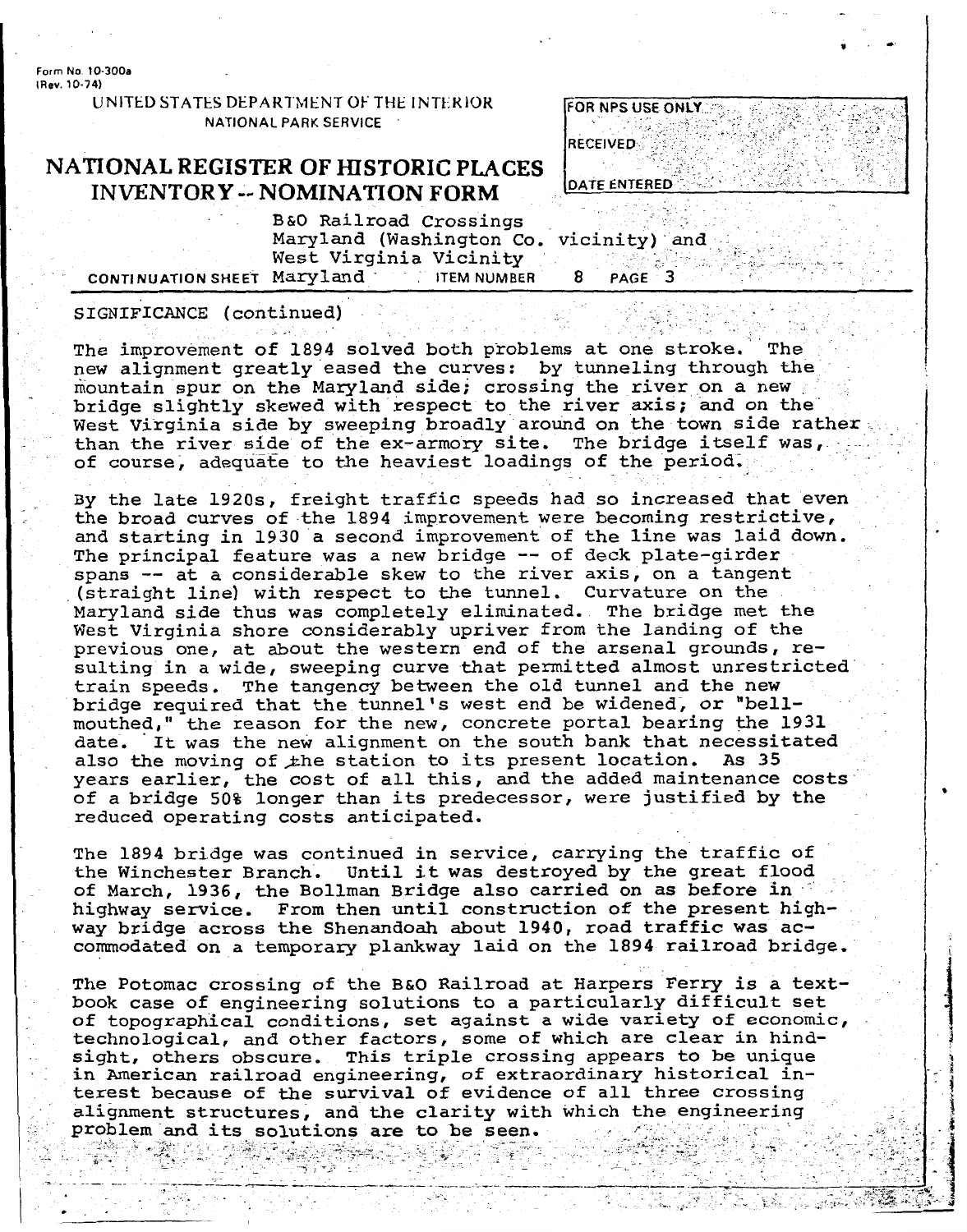Form No. 10-300a
(Rev. 10-74)

UNITED STATES DEPARTMENT OF THE INTERIOR
NATIONAL PARK SERVICE

# NATIONAL REGISTER OF HISTORIC PLACES INVENTORY -- NOMINATION FORM

| FOR NPS USE ONLY |
|---|
| RECEIVED |
| DATE ENTERED |

B&O Railroad Crossings
Maryland (Washington Co. vicinity) and
West Virginia Vicinity

CONTINUATION SHEET Maryland ITEM NUMBER 8 PAGE 3

SIGNIFICANCE (continued)

The improvement of 1894 solved both problems at one stroke. The new alignment greatly eased the curves: by tunneling through the mountain spur on the Maryland side; crossing the river on a new bridge slightly skewed with respect to the river axis; and on the West Virginia side by sweeping broadly around on the town side rather than the river side of the ex-armory site. The bridge itself was, of course, adequate to the heaviest loadings of the period.

By the late 1920s, freight traffic speeds had so increased that even the broad curves of the 1894 improvement were becoming restrictive, and starting in 1930 a second improvement of the line was laid down. The principal feature was a new bridge -- of deck plate-girder spans -- at a considerable skew to the river axis, on a tangent (straight line) with respect to the tunnel. Curvature on the Maryland side thus was completely eliminated. The bridge met the West Virginia shore considerably upriver from the landing of the previous one, at about the western end of the arsenal grounds, resulting in a wide, sweeping curve that permitted almost unrestricted train speeds. The tangency between the old tunnel and the new bridge required that the tunnel's west end be widened, or "bell-mouthed," the reason for the new, concrete portal bearing the 1931 date. It was the new alignment on the south bank that necessitated also the moving of the station to its present location. As 35 years earlier, the cost of all this, and the added maintenance costs of a bridge 50% longer than its predecessor, were justified by the reduced operating costs anticipated.

The 1894 bridge was continued in service, carrying the traffic of the Winchester Branch. Until it was destroyed by the great flood of March, 1936, the Bollman Bridge also carried on as before in highway service. From then until construction of the present highway bridge across the Shenandoah about 1940, road traffic was accommodated on a temporary plankway laid on the 1894 railroad bridge.

The Potomac crossing of the B&O Railroad at Harpers Ferry is a textbook case of engineering solutions to a particularly difficult set of topographical conditions, set against a wide variety of economic, technological, and other factors, some of which are clear in hindsight, others obscure. This triple crossing appears to be unique in American railroad engineering, of extraordinary historical interest because of the survival of evidence of all three crossing alignment structures, and the clarity with which the engineering problem and its solutions are to be seen.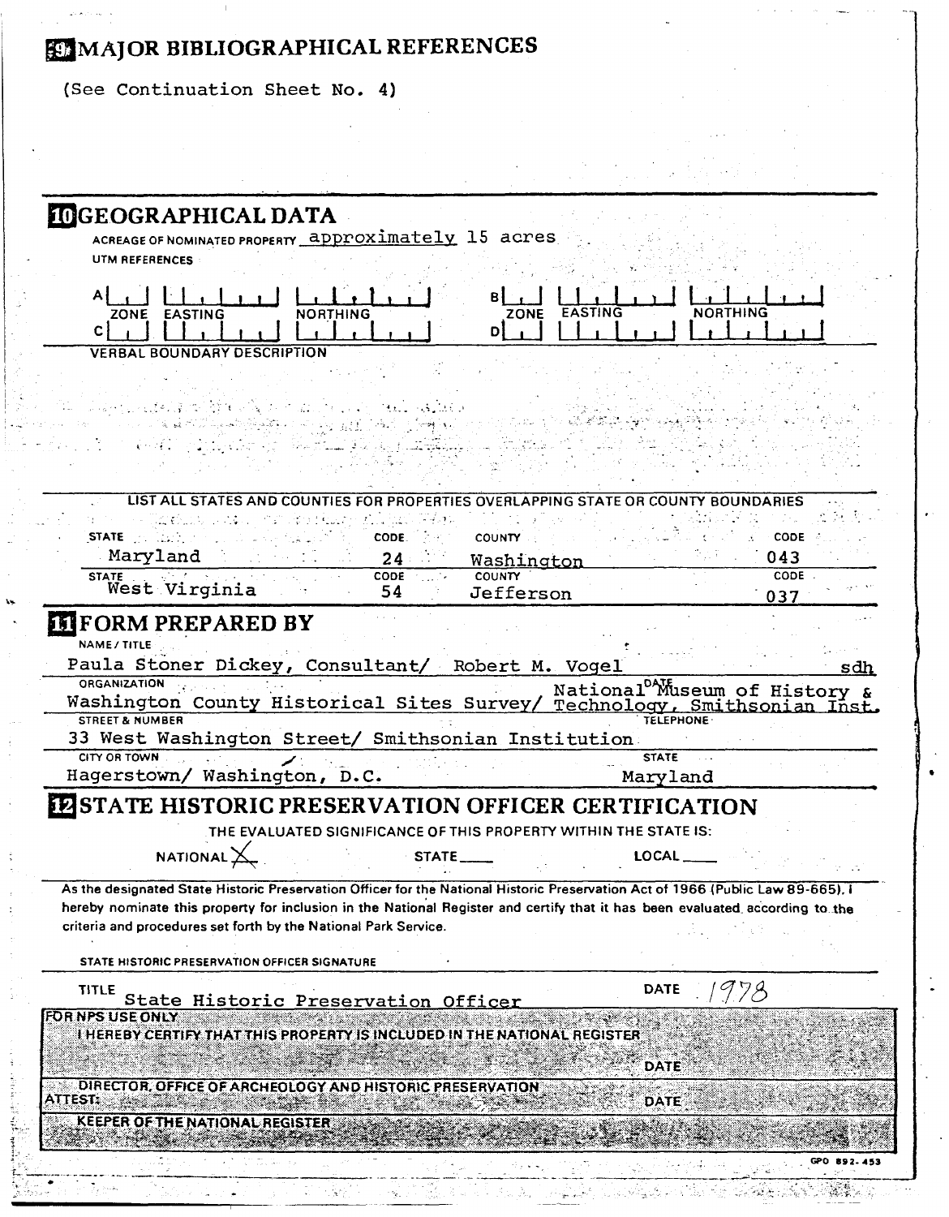## 9 MAJOR BIBLIOGRAPHICAL REFERENCES

(See Continuation Sheet No. 4)

## 10 GEOGRAPHICAL DATA

ACREAGE OF NOMINATED PROPERTY approximately 15 acres

UTM REFERENCES

| | ZONE | EASTING | NORTHING | | ZONE | EASTING | NORTHING |
|---|---|---|---|---|---|---|---|
| A | | | | B | | | |
| C | | | | D | | | |

VERBAL BOUNDARY DESCRIPTION

LIST ALL STATES AND COUNTIES FOR PROPERTIES OVERLAPPING STATE OR COUNTY BOUNDARIES

| STATE | CODE | COUNTY | CODE |
|---|---|---|---|
| Maryland | 24 | Washington | 043 |
| West Virginia | 54 | Jefferson | 037 |

## 11 FORM PREPARED BY

NAME / TITLE
Paula Stoner Dickey, Consultant/ Robert M. Vogel sdh

ORGANIZATION
Washington County Historical Sites Survey/ National Museum of History & Technology, Smithsonian Inst.

DATE

STREET & NUMBER
33 West Washington Street/ Smithsonian Institution

TELEPHONE

CITY OR TOWN
Hagerstown/ Washington, D.C.

STATE
Maryland

## 12 STATE HISTORIC PRESERVATION OFFICER CERTIFICATION

THE EVALUATED SIGNIFICANCE OF THIS PROPERTY WITHIN THE STATE IS:

NATIONAL X STATE ___ LOCAL ___

As the designated State Historic Preservation Officer for the National Historic Preservation Act of 1966 (Public Law 89-665), I hereby nominate this property for inclusion in the National Register and certify that it has been evaluated according to the criteria and procedures set forth by the National Park Service.

STATE HISTORIC PRESERVATION OFFICER SIGNATURE

TITLE State Historic Preservation Officer DATE 1978

FOR NPS USE ONLY
I HEREBY CERTIFY THAT THIS PROPERTY IS INCLUDED IN THE NATIONAL REGISTER

DATE

DIRECTOR, OFFICE OF ARCHEOLOGY AND HISTORIC PRESERVATION
ATTEST: DATE

KEEPER OF THE NATIONAL REGISTER

GPO 892-453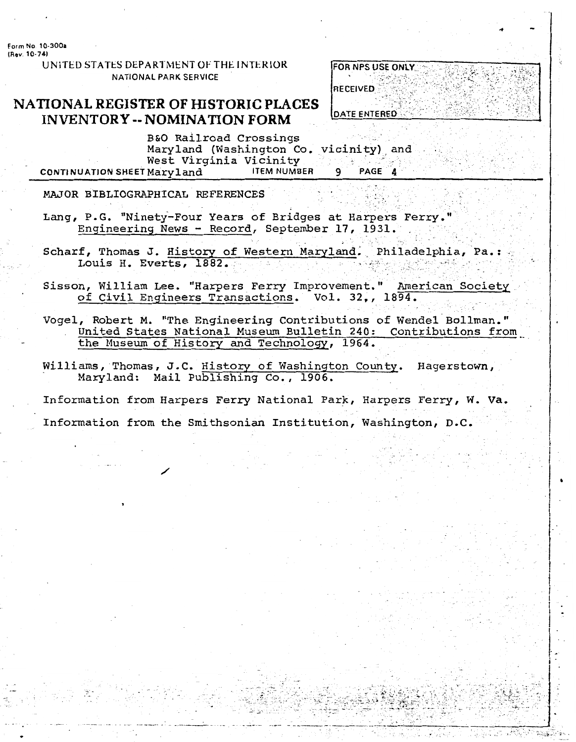B&O Railroad Crossings
Maryland (Washington Co. vicinity) and
West Virginia Vicinity
CONTINUATION SHEET Maryland ITEM NUMBER 9 PAGE 4

MAJOR BIBLIOGRAPHICAL REFERENCES

Lang, P.G. "Ninety-Four Years of Bridges at Harpers Ferry." Engineering News - Record, September 17, 1931.

Scharf, Thomas J. History of Western Maryland. Philadelphia, Pa.: Louis H. Everts, 1882.

Sisson, William Lee. "Harpers Ferry Improvement." American Society of Civil Engineers Transactions. Vol. 32,, 1894.

Vogel, Robert M. "The Engineering Contributions of Wendel Bollman." United States National Museum Bulletin 240: Contributions from the Museum of History and Technology, 1964.

Williams, Thomas, J.C. History of Washington County. Hagerstown, Maryland: Mail Publishing Co., 1906.

Information from Harpers Ferry National Park, Harpers Ferry, W. Va.

Information from the Smithsonian Institution, Washington, D.C.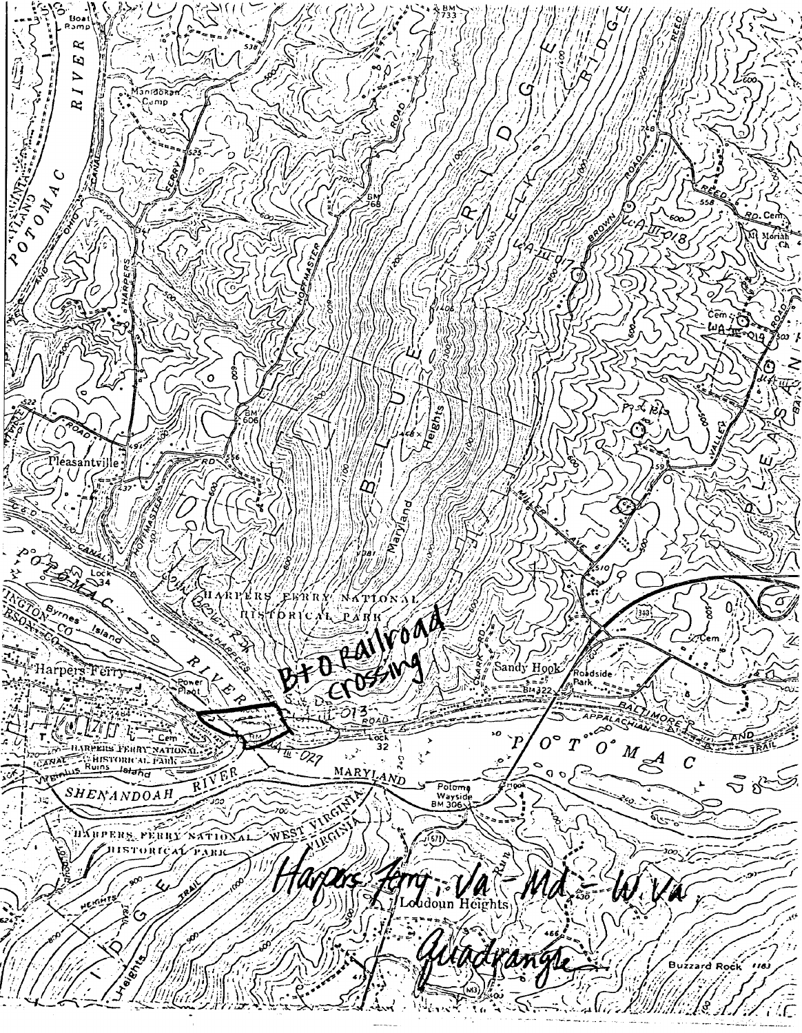B+O Railroad Crossing

Harpers Ferry, Va - Md - W Va Quadrangle

HARPERS FERRY NATIONAL HISTORICAL PARK

POTOMAC RIVER

SHENANDOAH RIVER

BLUE RIDGE

ELK RIDGE

Maryland Heights

Loudoun Heights

Harpers Ferry

Sandy Hook

Pleasantville

Byrnes Island

Virginius Island

Power Plant

Lock 32

Lock 34

Roadside Park

Potomac Wayside BM 306

Buzzard Rock 1163

BALTIMORE AND OHIO

APPALACHIAN TRAIL

MARYLAND

WEST VIRGINIA

VIRGINIA

HOFFMASTER ROAD

HARPERS FERRY ROAD

SANDY HOOK ROAD

CLARK RD

BROWN ROAD

REED ROAD

MILLER AVE

VALLEY

Manidokan Camp

Mt Moriah Ch

Boat Ramp

Cem

WA-III-013

WA-III-017

WA-III-018

WA-III-019

WA-III-027

BM 322

BM 606

BM 768

BM 733